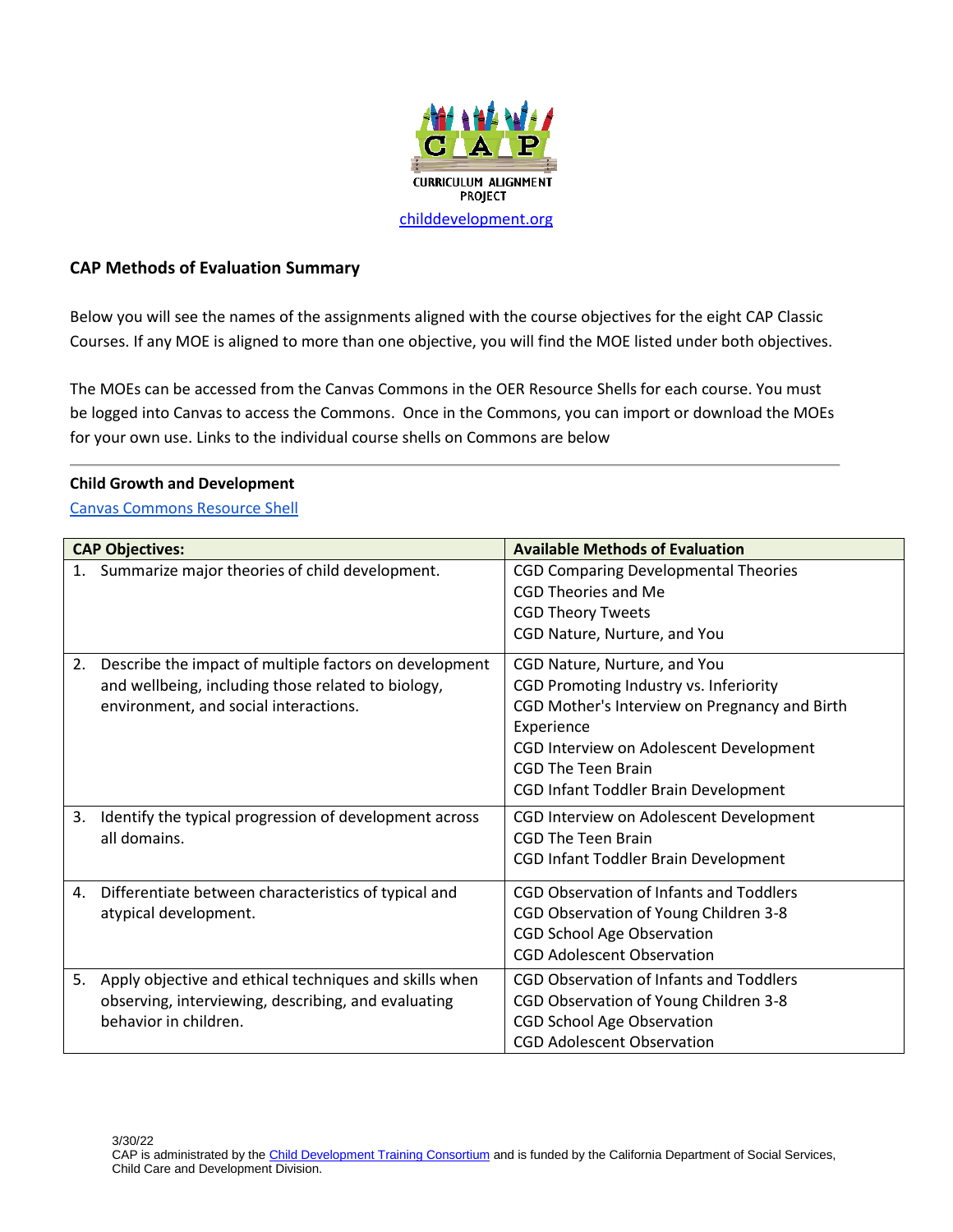CURRICULUM ALIGNMENT PROJECT

childdevelopment.org

### CAP Methods of Evaluation Summary

Below you will see the names of the assignments aligned with the course objectives for the eight CAP Classic Courses. If any MOE is aligned to more than one objective, you will find the MOE listed under both objectives.

The MOEs can be accessed from the Canvas Commons in the OER Resource Shells for each course. You must be logged into Canvas to access the Commons. Once in the Commons, you can import or download the MOEs for your own use. Links to the individual course shells on Commons are below

---

#### Child Growth and Development

Canvas Commons Resource Shell

| CAP Objectives: | Available Methods of Evaluation |
|---|---|
| 1. Summarize major theories of child development. | CGD Comparing Developmental Theories<br>CGD Theories and Me<br>CGD Theory Tweets<br>CGD Nature, Nurture, and You |
| 2. Describe the impact of multiple factors on development and wellbeing, including those related to biology, environment, and social interactions. | CGD Nature, Nurture, and You<br>CGD Promoting Industry vs. Inferiority<br>CGD Mother's Interview on Pregnancy and Birth Experience<br>CGD Interview on Adolescent Development<br>CGD The Teen Brain<br>CGD Infant Toddler Brain Development |
| 3. Identify the typical progression of development across all domains. | CGD Interview on Adolescent Development<br>CGD The Teen Brain<br>CGD Infant Toddler Brain Development |
| 4. Differentiate between characteristics of typical and atypical development. | CGD Observation of Infants and Toddlers<br>CGD Observation of Young Children 3-8<br>CGD School Age Observation<br>CGD Adolescent Observation |
| 5. Apply objective and ethical techniques and skills when observing, interviewing, describing, and evaluating behavior in children. | CGD Observation of Infants and Toddlers<br>CGD Observation of Young Children 3-8<br>CGD School Age Observation<br>CGD Adolescent Observation |

3/30/22
CAP is administrated by the Child Development Training Consortium and is funded by the California Department of Social Services, Child Care and Development Division.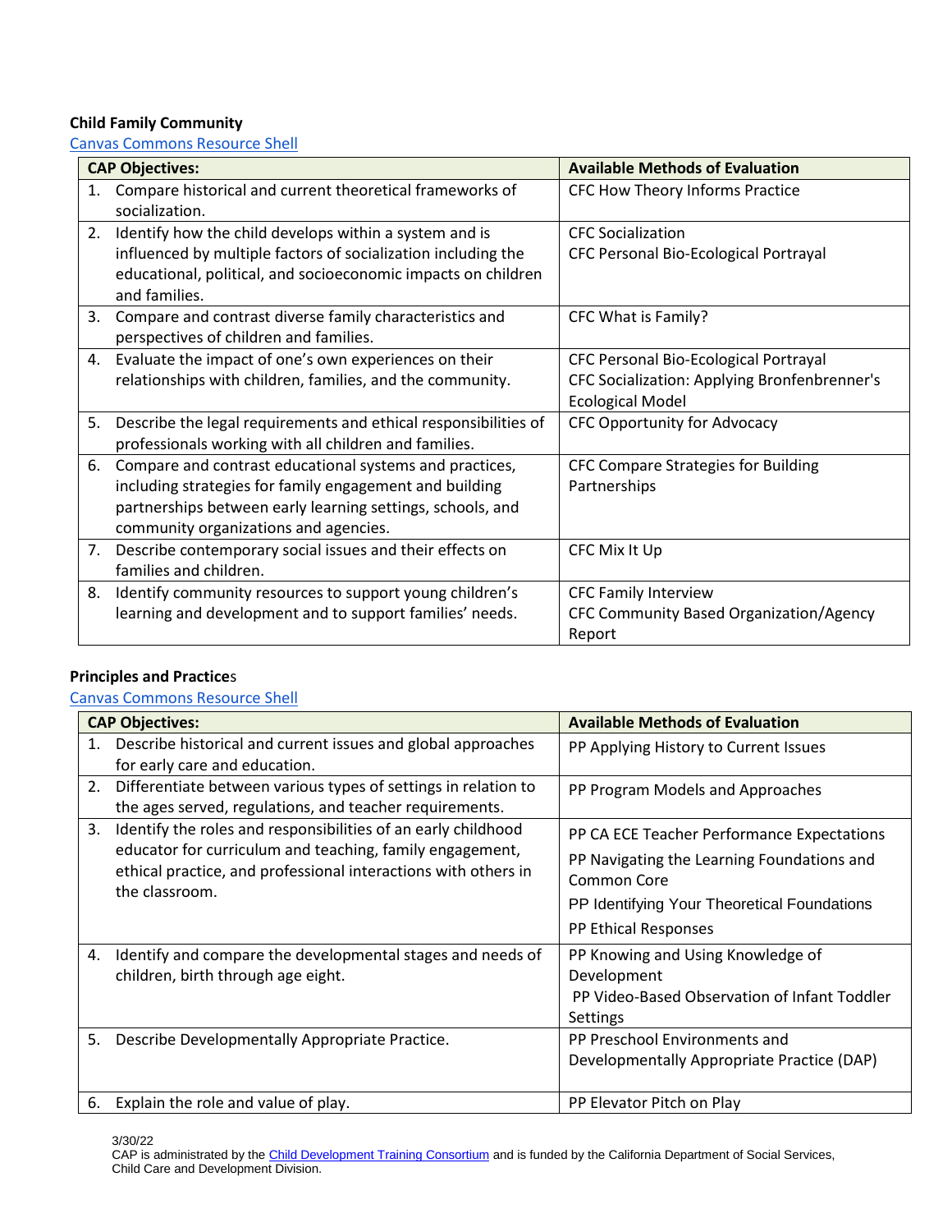**Child Family Community**

Canvas Commons Resource Shell

| CAP Objectives: | Available Methods of Evaluation |
|---|---|
| 1. Compare historical and current theoretical frameworks of socialization. | CFC How Theory Informs Practice |
| 2. Identify how the child develops within a system and is influenced by multiple factors of socialization including the educational, political, and socioeconomic impacts on children and families. | CFC Socialization<br>CFC Personal Bio-Ecological Portrayal |
| 3. Compare and contrast diverse family characteristics and perspectives of children and families. | CFC What is Family? |
| 4. Evaluate the impact of one's own experiences on their relationships with children, families, and the community. | CFC Personal Bio-Ecological Portrayal<br>CFC Socialization: Applying Bronfenbrenner's Ecological Model |
| 5. Describe the legal requirements and ethical responsibilities of professionals working with all children and families. | CFC Opportunity for Advocacy |
| 6. Compare and contrast educational systems and practices, including strategies for family engagement and building partnerships between early learning settings, schools, and community organizations and agencies. | CFC Compare Strategies for Building Partnerships |
| 7. Describe contemporary social issues and their effects on families and children. | CFC Mix It Up |
| 8. Identify community resources to support young children's learning and development and to support families' needs. | CFC Family Interview<br>CFC Community Based Organization/Agency Report |

**Principles and Practices**

Canvas Commons Resource Shell

| CAP Objectives: | Available Methods of Evaluation |
|---|---|
| 1. Describe historical and current issues and global approaches for early care and education. | PP Applying History to Current Issues |
| 2. Differentiate between various types of settings in relation to the ages served, regulations, and teacher requirements. | PP Program Models and Approaches |
| 3. Identify the roles and responsibilities of an early childhood educator for curriculum and teaching, family engagement, ethical practice, and professional interactions with others in the classroom. | PP CA ECE Teacher Performance Expectations<br>PP Navigating the Learning Foundations and Common Core<br>PP Identifying Your Theoretical Foundations<br>PP Ethical Responses |
| 4. Identify and compare the developmental stages and needs of children, birth through age eight. | PP Knowing and Using Knowledge of Development<br>PP Video-Based Observation of Infant Toddler Settings |
| 5. Describe Developmentally Appropriate Practice. | PP Preschool Environments and Developmentally Appropriate Practice (DAP) |
| 6. Explain the role and value of play. | PP Elevator Pitch on Play |

3/30/22
CAP is administrated by the Child Development Training Consortium and is funded by the California Department of Social Services, Child Care and Development Division.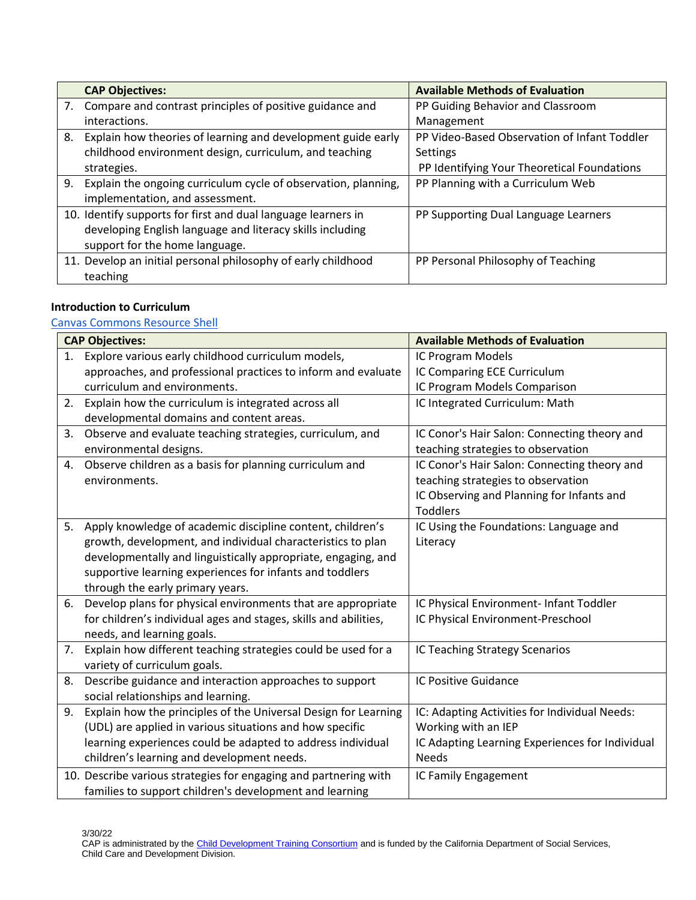| CAP Objectives: | Available Methods of Evaluation |
|---|---|
| 7. Compare and contrast principles of positive guidance and interactions. | PP Guiding Behavior and Classroom Management |
| 8. Explain how theories of learning and development guide early childhood environment design, curriculum, and teaching strategies. | PP Video-Based Observation of Infant Toddler Settings<br>PP Identifying Your Theoretical Foundations |
| 9. Explain the ongoing curriculum cycle of observation, planning, implementation, and assessment. | PP Planning with a Curriculum Web |
| 10. Identify supports for first and dual language learners in developing English language and literacy skills including support for the home language. | PP Supporting Dual Language Learners |
| 11. Develop an initial personal philosophy of early childhood teaching | PP Personal Philosophy of Teaching |

**Introduction to Curriculum**

[Canvas Commons Resource Shell]

| CAP Objectives: | Available Methods of Evaluation |
|---|---|
| 1. Explore various early childhood curriculum models, approaches, and professional practices to inform and evaluate curriculum and environments. | IC Program Models<br>IC Comparing ECE Curriculum<br>IC Program Models Comparison |
| 2. Explain how the curriculum is integrated across all developmental domains and content areas. | IC Integrated Curriculum: Math |
| 3. Observe and evaluate teaching strategies, curriculum, and environmental designs. | IC Conor's Hair Salon: Connecting theory and teaching strategies to observation |
| 4. Observe children as a basis for planning curriculum and environments. | IC Conor's Hair Salon: Connecting theory and teaching strategies to observation<br>IC Observing and Planning for Infants and Toddlers |
| 5. Apply knowledge of academic discipline content, children's growth, development, and individual characteristics to plan developmentally and linguistically appropriate, engaging, and supportive learning experiences for infants and toddlers through the early primary years. | IC Using the Foundations: Language and Literacy |
| 6. Develop plans for physical environments that are appropriate for children's individual ages and stages, skills and abilities, needs, and learning goals. | IC Physical Environment- Infant Toddler<br>IC Physical Environment-Preschool |
| 7. Explain how different teaching strategies could be used for a variety of curriculum goals. | IC Teaching Strategy Scenarios |
| 8. Describe guidance and interaction approaches to support social relationships and learning. | IC Positive Guidance |
| 9. Explain how the principles of the Universal Design for Learning (UDL) are applied in various situations and how specific learning experiences could be adapted to address individual children's learning and development needs. | IC: Adapting Activities for Individual Needs: Working with an IEP<br>IC Adapting Learning Experiences for Individual Needs |
| 10. Describe various strategies for engaging and partnering with families to support children's development and learning | IC Family Engagement |

3/30/22
CAP is administrated by the Child Development Training Consortium and is funded by the California Department of Social Services, Child Care and Development Division.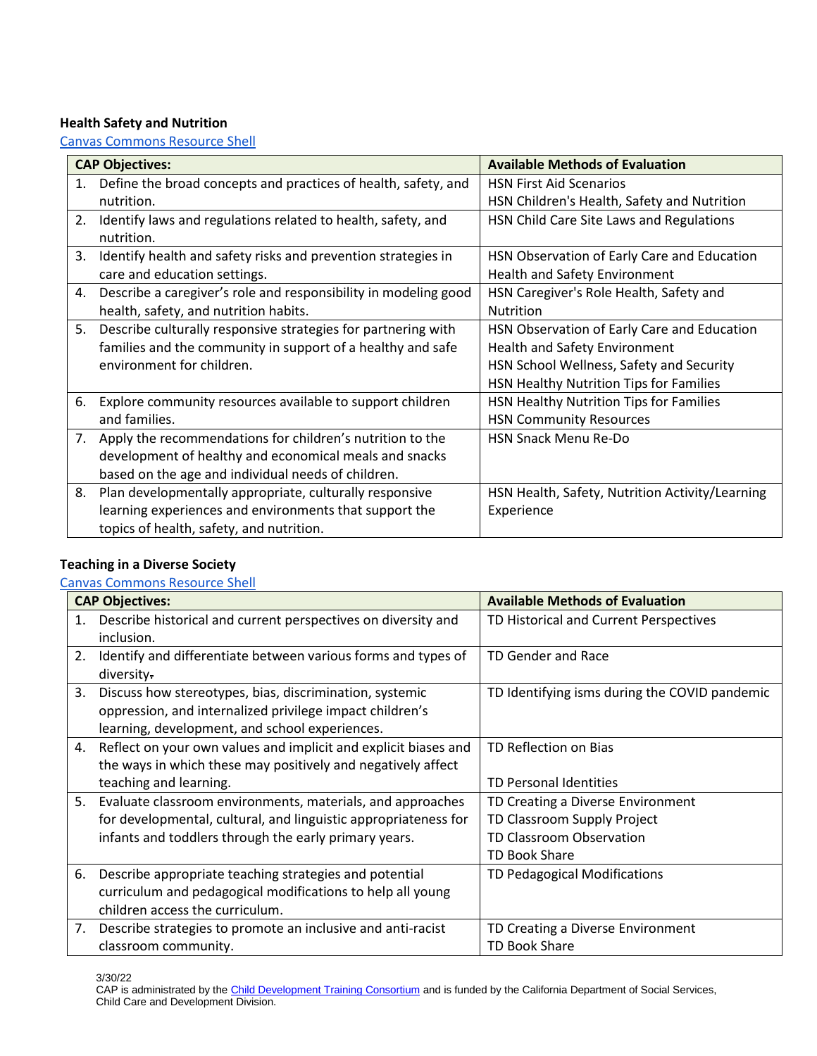**Health Safety and Nutrition**

[Canvas Commons Resource Shell](#)

| CAP Objectives: | Available Methods of Evaluation |
|---|---|
| 1. Define the broad concepts and practices of health, safety, and nutrition. | HSN First Aid Scenarios<br>HSN Children's Health, Safety and Nutrition |
| 2. Identify laws and regulations related to health, safety, and nutrition. | HSN Child Care Site Laws and Regulations |
| 3. Identify health and safety risks and prevention strategies in care and education settings. | HSN Observation of Early Care and Education Health and Safety Environment |
| 4. Describe a caregiver's role and responsibility in modeling good health, safety, and nutrition habits. | HSN Caregiver's Role Health, Safety and Nutrition |
| 5. Describe culturally responsive strategies for partnering with families and the community in support of a healthy and safe environment for children. | HSN Observation of Early Care and Education Health and Safety Environment<br>HSN School Wellness, Safety and Security<br>HSN Healthy Nutrition Tips for Families |
| 6. Explore community resources available to support children and families. | HSN Healthy Nutrition Tips for Families<br>HSN Community Resources |
| 7. Apply the recommendations for children's nutrition to the development of healthy and economical meals and snacks based on the age and individual needs of children. | HSN Snack Menu Re-Do |
| 8. Plan developmentally appropriate, culturally responsive learning experiences and environments that support the topics of health, safety, and nutrition. | HSN Health, Safety, Nutrition Activity/Learning Experience |

**Teaching in a Diverse Society**

[Canvas Commons Resource Shell](#)

| CAP Objectives: | Available Methods of Evaluation |
|---|---|
| 1. Describe historical and current perspectives on diversity and inclusion. | TD Historical and Current Perspectives |
| 2. Identify and differentiate between various forms and types of diversity. | TD Gender and Race |
| 3. Discuss how stereotypes, bias, discrimination, systemic oppression, and internalized privilege impact children's learning, development, and school experiences. | TD Identifying isms during the COVID pandemic |
| 4. Reflect on your own values and implicit and explicit biases and the ways in which these may positively and negatively affect teaching and learning. | TD Reflection on Bias<br><br>TD Personal Identities |
| 5. Evaluate classroom environments, materials, and approaches for developmental, cultural, and linguistic appropriateness for infants and toddlers through the early primary years. | TD Creating a Diverse Environment<br>TD Classroom Supply Project<br>TD Classroom Observation<br>TD Book Share |
| 6. Describe appropriate teaching strategies and potential curriculum and pedagogical modifications to help all young children access the curriculum. | TD Pedagogical Modifications |
| 7. Describe strategies to promote an inclusive and anti-racist classroom community. | TD Creating a Diverse Environment<br>TD Book Share |

3/30/22
CAP is administrated by the [Child Development Training Consortium](#) and is funded by the California Department of Social Services, Child Care and Development Division.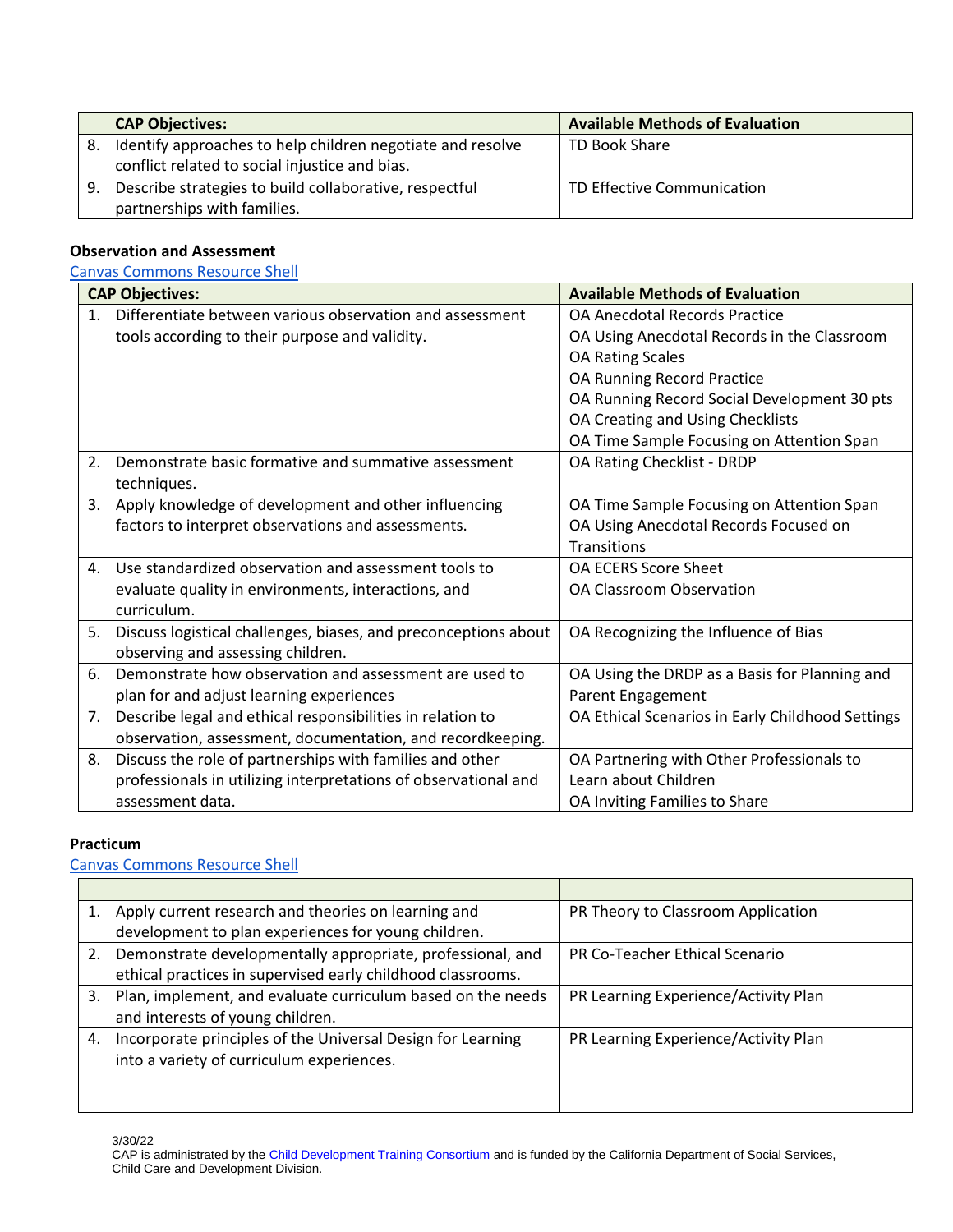| CAP Objectives: | Available Methods of Evaluation |
|---|---|
| 8. Identify approaches to help children negotiate and resolve conflict related to social injustice and bias. | TD Book Share |
| 9. Describe strategies to build collaborative, respectful partnerships with families. | TD Effective Communication |

**Observation and Assessment**

[Canvas Commons Resource Shell]

| CAP Objectives: | Available Methods of Evaluation |
|---|---|
| 1. Differentiate between various observation and assessment tools according to their purpose and validity. | OA Anecdotal Records Practice<br>OA Using Anecdotal Records in the Classroom<br>OA Rating Scales<br>OA Running Record Practice<br>OA Running Record Social Development 30 pts<br>OA Creating and Using Checklists<br>OA Time Sample Focusing on Attention Span |
| 2. Demonstrate basic formative and summative assessment techniques. | OA Rating Checklist - DRDP |
| 3. Apply knowledge of development and other influencing factors to interpret observations and assessments. | OA Time Sample Focusing on Attention Span<br>OA Using Anecdotal Records Focused on Transitions |
| 4. Use standardized observation and assessment tools to evaluate quality in environments, interactions, and curriculum. | OA ECERS Score Sheet<br>OA Classroom Observation |
| 5. Discuss logistical challenges, biases, and preconceptions about observing and assessing children. | OA Recognizing the Influence of Bias |
| 6. Demonstrate how observation and assessment are used to plan for and adjust learning experiences | OA Using the DRDP as a Basis for Planning and Parent Engagement |
| 7. Describe legal and ethical responsibilities in relation to observation, assessment, documentation, and recordkeeping. | OA Ethical Scenarios in Early Childhood Settings |
| 8. Discuss the role of partnerships with families and other professionals in utilizing interpretations of observational and assessment data. | OA Partnering with Other Professionals to Learn about Children<br>OA Inviting Families to Share |

**Practicum**

[Canvas Commons Resource Shell]

| | |
|---|---|
| 1. Apply current research and theories on learning and development to plan experiences for young children. | PR Theory to Classroom Application |
| 2. Demonstrate developmentally appropriate, professional, and ethical practices in supervised early childhood classrooms. | PR Co-Teacher Ethical Scenario |
| 3. Plan, implement, and evaluate curriculum based on the needs and interests of young children. | PR Learning Experience/Activity Plan |
| 4. Incorporate principles of the Universal Design for Learning into a variety of curriculum experiences. | PR Learning Experience/Activity Plan |

3/30/22

CAP is administrated by the Child Development Training Consortium and is funded by the California Department of Social Services, Child Care and Development Division.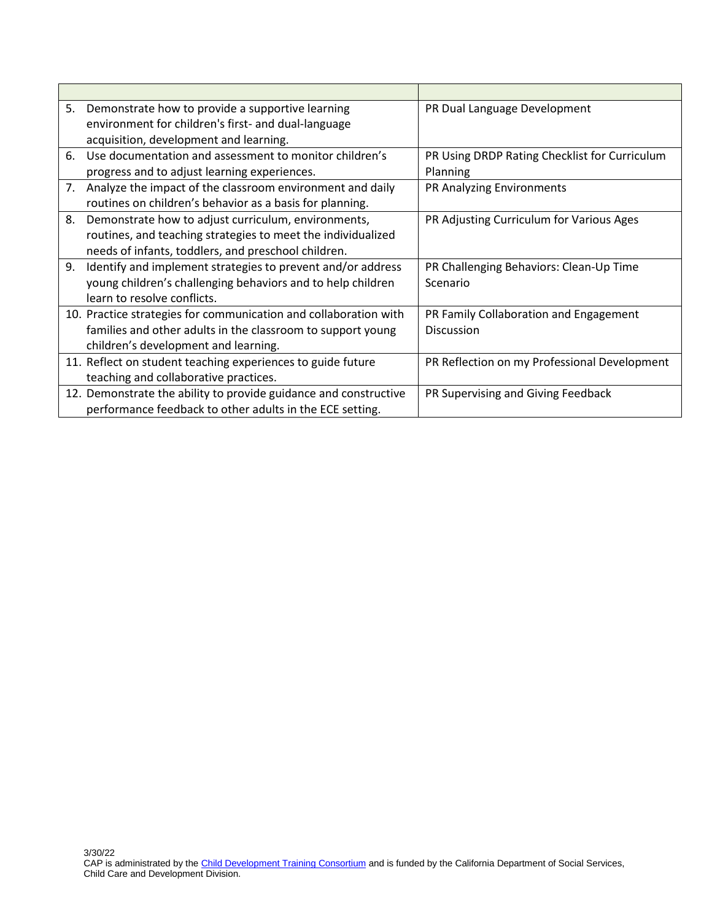| | |
|---|---|
| 5. Demonstrate how to provide a supportive learning environment for children's first- and dual-language acquisition, development and learning. | PR Dual Language Development |
| 6. Use documentation and assessment to monitor children's progress and to adjust learning experiences. | PR Using DRDP Rating Checklist for Curriculum Planning |
| 7. Analyze the impact of the classroom environment and daily routines on children's behavior as a basis for planning. | PR Analyzing Environments |
| 8. Demonstrate how to adjust curriculum, environments, routines, and teaching strategies to meet the individualized needs of infants, toddlers, and preschool children. | PR Adjusting Curriculum for Various Ages |
| 9. Identify and implement strategies to prevent and/or address young children's challenging behaviors and to help children learn to resolve conflicts. | PR Challenging Behaviors: Clean-Up Time Scenario |
| 10. Practice strategies for communication and collaboration with families and other adults in the classroom to support young children's development and learning. | PR Family Collaboration and Engagement Discussion |
| 11. Reflect on student teaching experiences to guide future teaching and collaborative practices. | PR Reflection on my Professional Development |
| 12. Demonstrate the ability to provide guidance and constructive performance feedback to other adults in the ECE setting. | PR Supervising and Giving Feedback |

3/30/22
CAP is administrated by the Child Development Training Consortium and is funded by the California Department of Social Services, Child Care and Development Division.